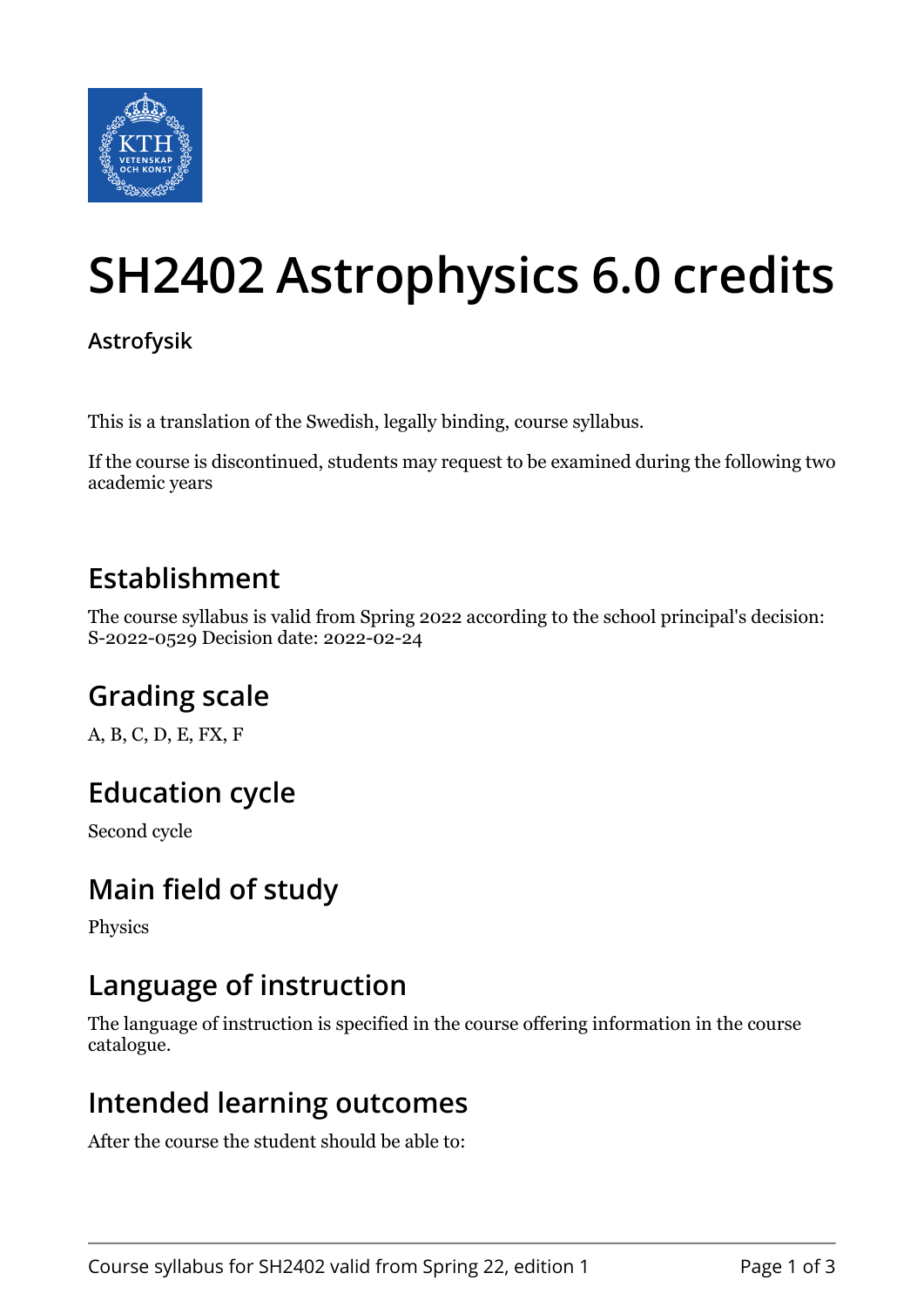# SH2402 Astrophysics 6.0 credits

**Astrofysik**

This is a translation of the Swedish, legally binding, course syllabus.

If the course is discontinued, students may request to be examined during the following two academic years

## Establishment

The course syllabus is valid from Spring 2022 according to the school principal's decision: S-2022-0529 Decision date: 2022-02-24

## Grading scale

A, B, C, D, E, FX, F

## Education cycle

Second cycle

## Main field of study

Physics

## Language of instruction

The language of instruction is specified in the course offering information in the course catalogue.

## Intended learning outcomes

After the course the student should be able to: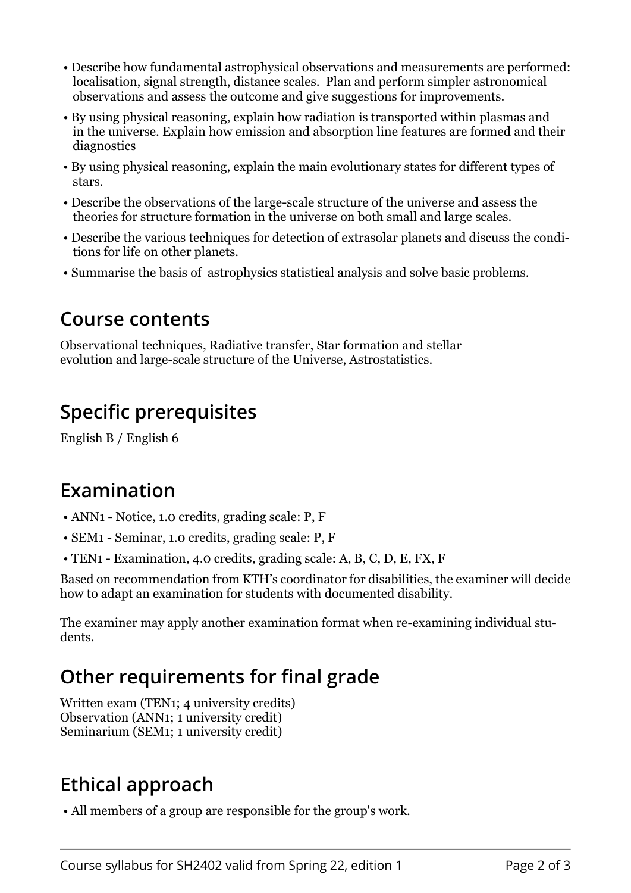- Describe how fundamental astrophysical observations and measurements are performed: localisation, signal strength, distance scales. Plan and perform simpler astronomical observations and assess the outcome and give suggestions for improvements.
- By using physical reasoning, explain how radiation is transported within plasmas and in the universe. Explain how emission and absorption line features are formed and their diagnostics
- By using physical reasoning, explain the main evolutionary states for different types of stars.
- Describe the observations of the large-scale structure of the universe and assess the theories for structure formation in the universe on both small and large scales.
- Describe the various techniques for detection of extrasolar planets and discuss the conditions for life on other planets.
- Summarise the basis of astrophysics statistical analysis and solve basic problems.

## Course contents

Observational techniques, Radiative transfer, Star formation and stellar evolution and large-scale structure of the Universe, Astrostatistics.

## Specific prerequisites

English B / English 6

## Examination

- ANN1 - Notice, 1.0 credits, grading scale: P, F
- SEM1 - Seminar, 1.0 credits, grading scale: P, F
- TEN1 - Examination, 4.0 credits, grading scale: A, B, C, D, E, FX, F

Based on recommendation from KTH's coordinator for disabilities, the examiner will decide how to adapt an examination for students with documented disability.

The examiner may apply another examination format when re-examining individual students.

## Other requirements for final grade

Written exam (TEN1; 4 university credits)
Observation (ANN1; 1 university credit)
Seminarium (SEM1; 1 university credit)

## Ethical approach

- All members of a group are responsible for the group's work.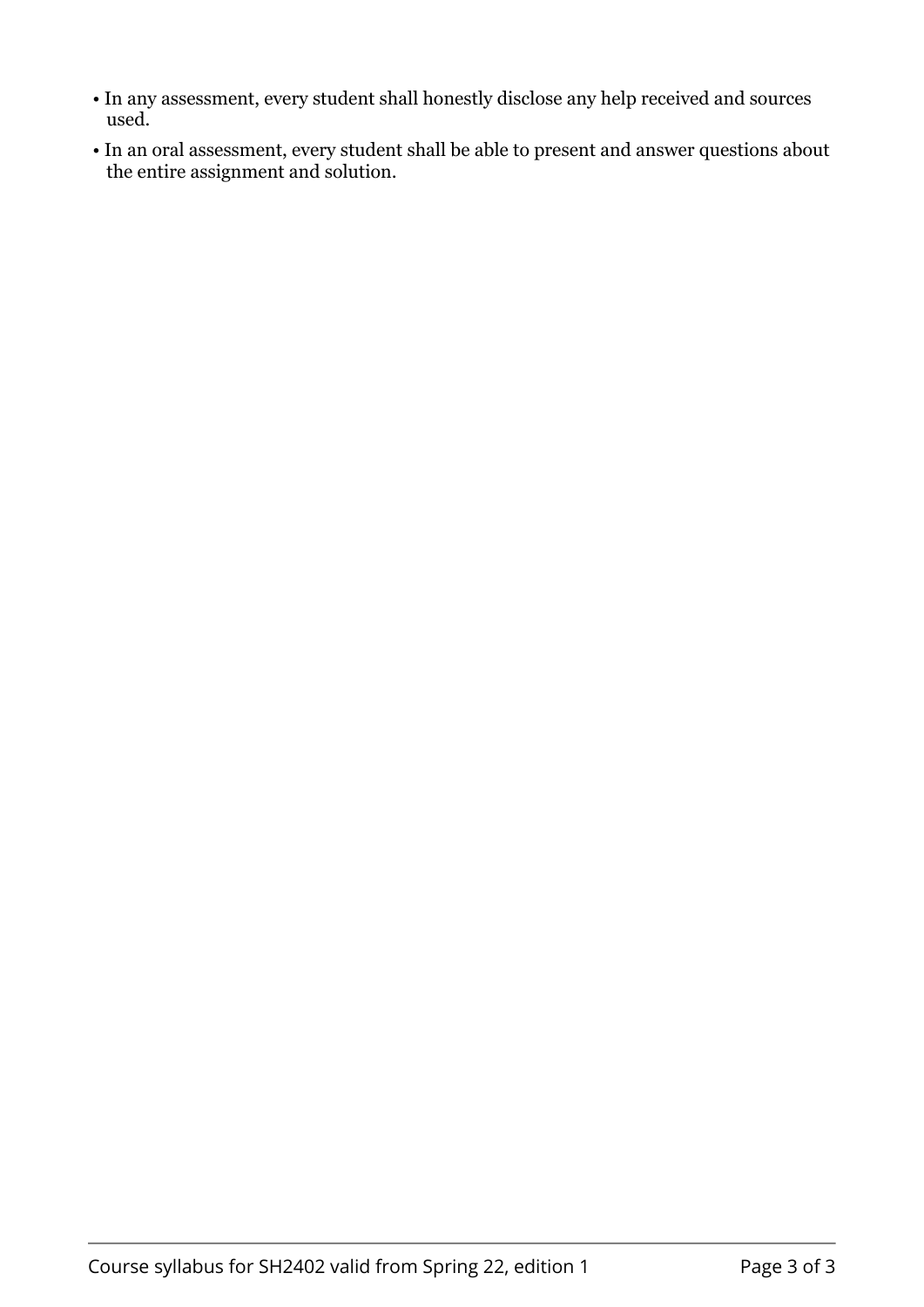- In any assessment, every student shall honestly disclose any help received and sources used.
- In an oral assessment, every student shall be able to present and answer questions about the entire assignment and solution.